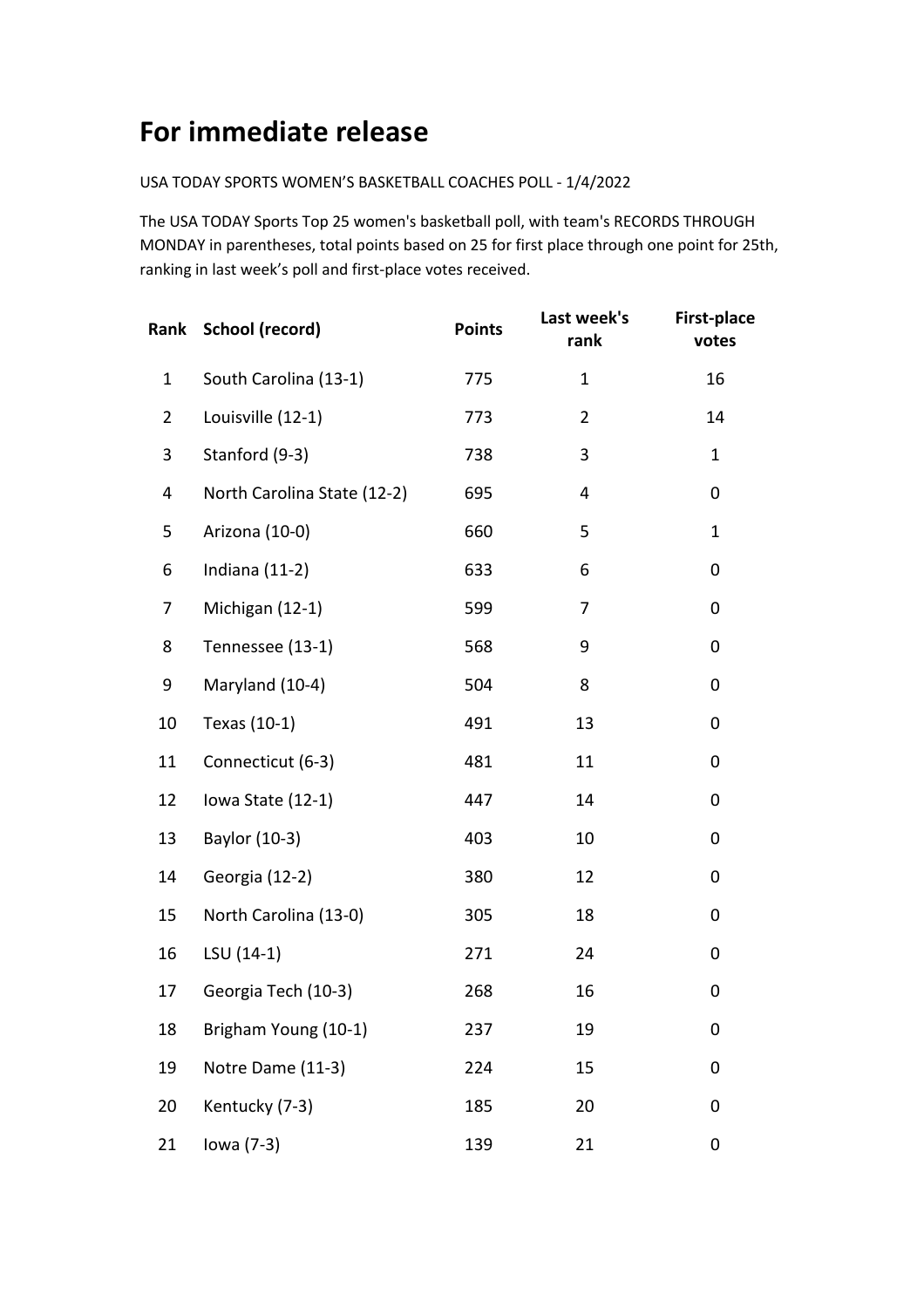# For immediate release

USA TODAY SPORTS WOMEN'S BASKETBALL COACHES POLL - 1/4/2022

The USA TODAY Sports Top 25 women's basketball poll, with team's RECORDS THROUGH MONDAY in parentheses, total points based on 25 for first place through one point for 25th, ranking in last week's poll and first-place votes received.

| Rank | School (record) | Points | Last week's rank | First-place votes |
|---|---|---|---|---|
| 1 | South Carolina (13-1) | 775 | 1 | 16 |
| 2 | Louisville (12-1) | 773 | 2 | 14 |
| 3 | Stanford (9-3) | 738 | 3 | 1 |
| 4 | North Carolina State (12-2) | 695 | 4 | 0 |
| 5 | Arizona (10-0) | 660 | 5 | 1 |
| 6 | Indiana (11-2) | 633 | 6 | 0 |
| 7 | Michigan (12-1) | 599 | 7 | 0 |
| 8 | Tennessee (13-1) | 568 | 9 | 0 |
| 9 | Maryland (10-4) | 504 | 8 | 0 |
| 10 | Texas (10-1) | 491 | 13 | 0 |
| 11 | Connecticut (6-3) | 481 | 11 | 0 |
| 12 | Iowa State (12-1) | 447 | 14 | 0 |
| 13 | Baylor (10-3) | 403 | 10 | 0 |
| 14 | Georgia (12-2) | 380 | 12 | 0 |
| 15 | North Carolina (13-0) | 305 | 18 | 0 |
| 16 | LSU (14-1) | 271 | 24 | 0 |
| 17 | Georgia Tech (10-3) | 268 | 16 | 0 |
| 18 | Brigham Young (10-1) | 237 | 19 | 0 |
| 19 | Notre Dame (11-3) | 224 | 15 | 0 |
| 20 | Kentucky (7-3) | 185 | 20 | 0 |
| 21 | Iowa (7-3) | 139 | 21 | 0 |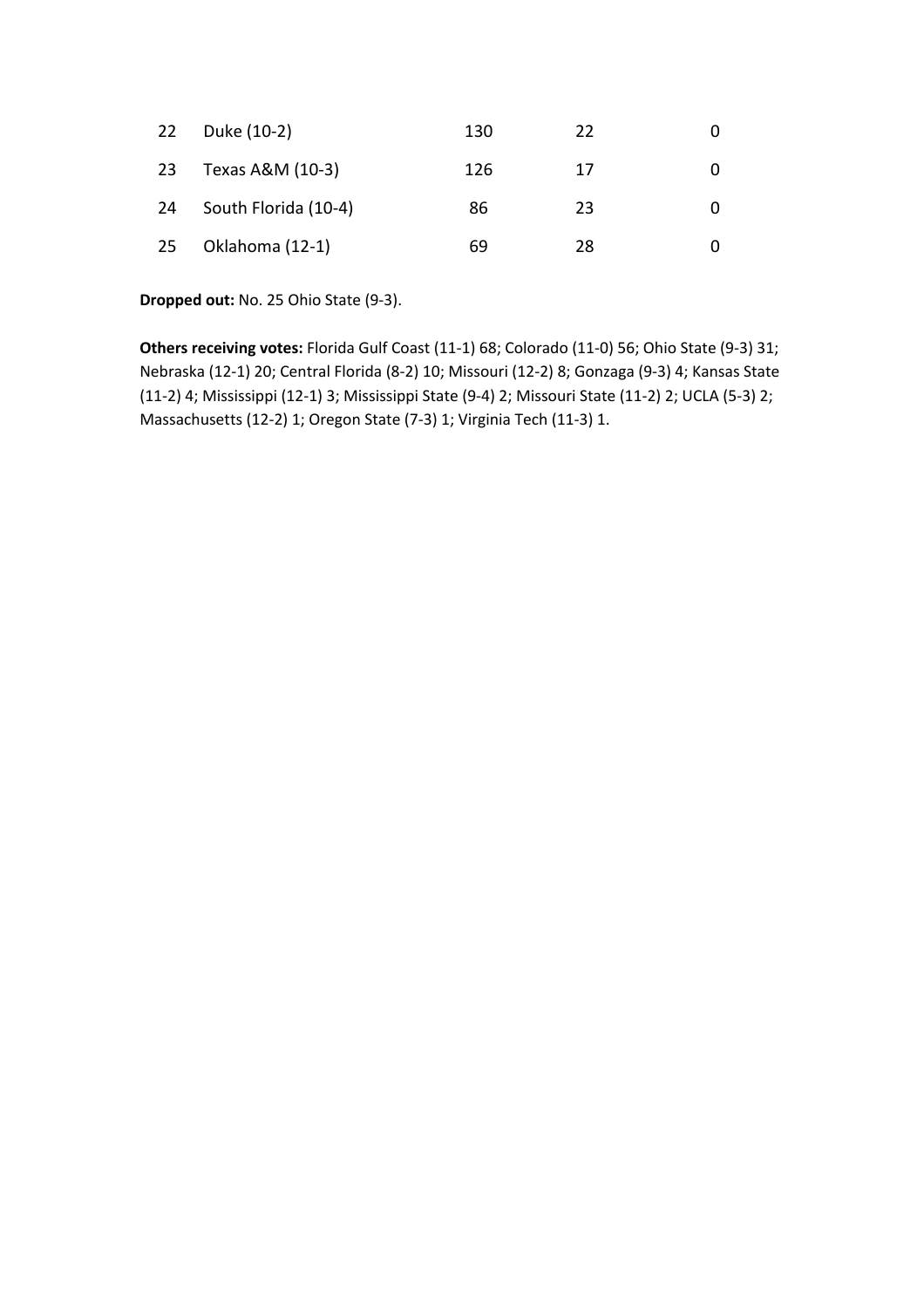| | | | | |
|---|---|---|---|---|
| 22 | Duke (10-2) | 130 | 22 | 0 |
| 23 | Texas A&M (10-3) | 126 | 17 | 0 |
| 24 | South Florida (10-4) | 86 | 23 | 0 |
| 25 | Oklahoma (12-1) | 69 | 28 | 0 |

**Dropped out:** No. 25 Ohio State (9-3).

**Others receiving votes:** Florida Gulf Coast (11-1) 68; Colorado (11-0) 56; Ohio State (9-3) 31; Nebraska (12-1) 20; Central Florida (8-2) 10; Missouri (12-2) 8; Gonzaga (9-3) 4; Kansas State (11-2) 4; Mississippi (12-1) 3; Mississippi State (9-4) 2; Missouri State (11-2) 2; UCLA (5-3) 2; Massachusetts (12-2) 1; Oregon State (7-3) 1; Virginia Tech (11-3) 1.